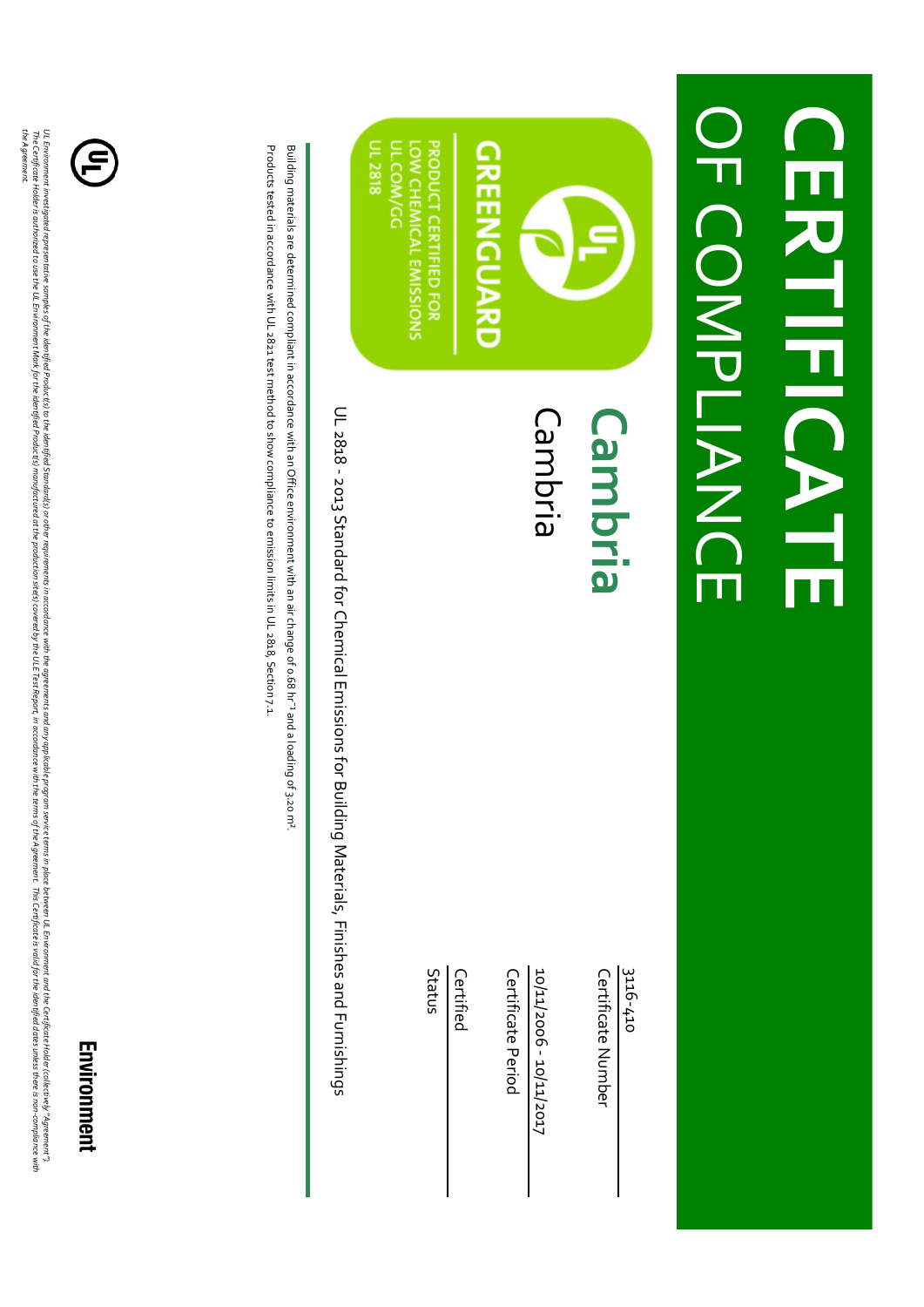# CERTIFICATE

## OF COMPLIANCE

GREENGUARD
PRODUCT CERTIFIED FOR
LOW CHEMICAL EMISSIONS
UL.COM/GG
UL 2818

## Cambria

Cambria

UL 2818 - 2013 Standard for Chemical Emissions for Building Materials, Finishes and Furnishings

| | |
|---|---|
| Certificate Number | 3116-410 |
| Certificate Period | 10/11/2006 - 10/11/2017 |
| Status | Certified |

Building materials are determined compliant in accordance with an Office environment with an air change of 0.68 $hr^{-1}$ and a loading of 3.20 $m^2$.

Products tested in accordance with UL 2821 test method to show compliance to emission limits in UL 2818, Section 7.1.

*UL Environment investigated representative samples of the identified Product(s) to the identified Standard(s) or other requirements in accordance with the agreements and any applicable program service terms in place between UL Environment and the Certificate Holder (collectively "Agreement"). The Certificate Holder is authorized to use the UL Environment Mark for the identified Product(s) manufactured at the production site(s) covered by the ULE Test Report, in accordance with the terms of the Agreement. This Certificate is valid for the identified dates unless there is non-compliance with the Agreement.*

UL Environment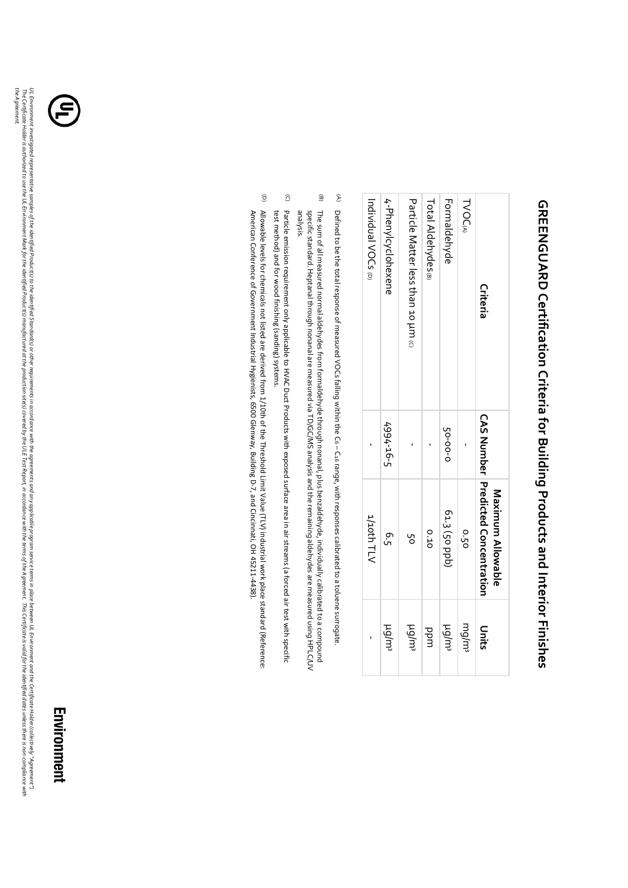# GREENGUARD Certification Criteria for Building Products and Interior Finishes

| Criteria | CAS Number | Maximum Allowable Predicted Concentration | Units |
|---|---|---|---|
| TVOC(A) | - | 0.50 | mg/m³ |
| Formaldehyde | 50-00-0 | 61.3 (50 ppb) | µg/m³ |
| Total Aldehydes(B) | - | 0.10 | ppm |
| Particle Matter less than 10 µm (C) | - | 50 | µg/m³ |
| 4-Phenylcyclohexene | 4994-16-5 | 6.5 | µg/m³ |
| Individual VOCs (D) | - | 1/10th TLV | - |

(A) Defined to be the total response of measured VOCs falling within the $C_6 - C_{16}$ range, with responses calibrated to a toluene surrogate.

(B) The sum of all measured normal aldehydes from formaldehyde through nonanal, plus benzaldehyde, individually calibrated to a compound specific standard. Heptanal through nonanal are measured via TD/GC/MS analysis and the remaining aldehydes are measured using HPLC/UV analysis.

(C) Particle emission requirement only applicable to HVAC Duct Products with exposed surface area in air streams (a forced air test with specific test method) and for wood finishing (sanding) systems.

(D) Allowable levels for chemicals not listed are derived from 1/10th of the Threshold Limit Value (TLV) industrial work place standard (Reference: American Conference of Government Industrial Hygienists, 6500 Glenway, Building D-7, and Cincinnati, OH 45211-4438).

*UL Environment investigated representative samples of the identified Product(s) to the identified Standard(s) or other requirements in accordance with the agreements and any applicable program service terms in place between UL Environment and the Certificate Holder (collectively "Agreement"). The Certificate Holder is authorized to use the UL Environment Mark for the identified Product(s) manufactured at the production site(s) covered by the ULE Test Report, in accordance with the terms of the Agreement. This Certificate is valid for the identified dates unless there is non-compliance with the Agreement.*

UL Environment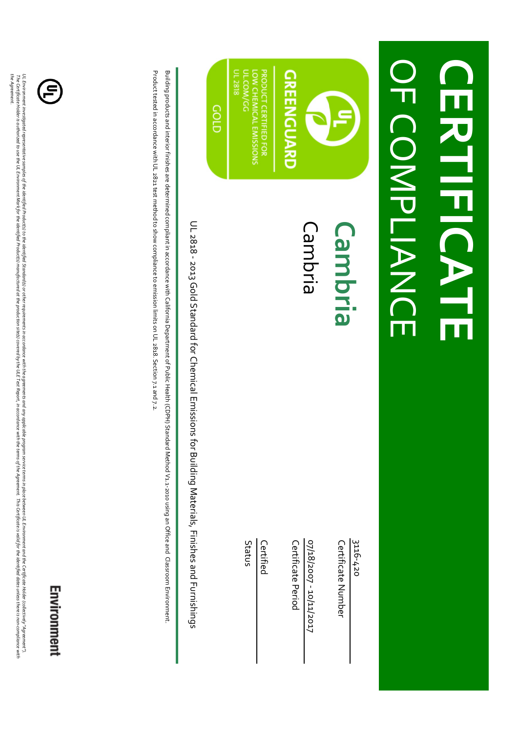# CERTIFICATE

## OF COMPLIANCE

**Cambria**

Cambria

3116-420

Certificate Number

07/18/2007 - 10/11/2017

Certificate Period

Certified

Status

GREENGUARD

PRODUCT CERTIFIED FOR LOW CHEMICAL EMISSIONS

UL.COM/GG

UL 2818

GOLD

UL 2818 - 2013 Gold Standard for Chemical Emissions for Building Materials, Finishes and Furnishings

Building products and interior finishes are determined compliant in accordance with California Department of Public Health (CDPH) Standard Method V1.1-2010 using an Office and Classroom Environment.

Product tested in accordance with UL 2821 test method to show compliance to emission limits on UL 2818, Section 7.1 and 7.2.

*UL Environment investigated representative samples of the identified Product(s) to the identified Standard(s) or other requirements in accordance with the agreements and any applicable program service terms in place between UL Environment and the Certificate Holder (collectively "Agreement"). The Certificate Holder is authorized to use the UL Environment Mark for the identified Product(s) manufactured at the production site(s) covered by the ULE Test Report, in accordance with the terms of the Agreement. This Certificate is valid for the identified dates unless there is non-compliance with the Agreement.*

**Environment**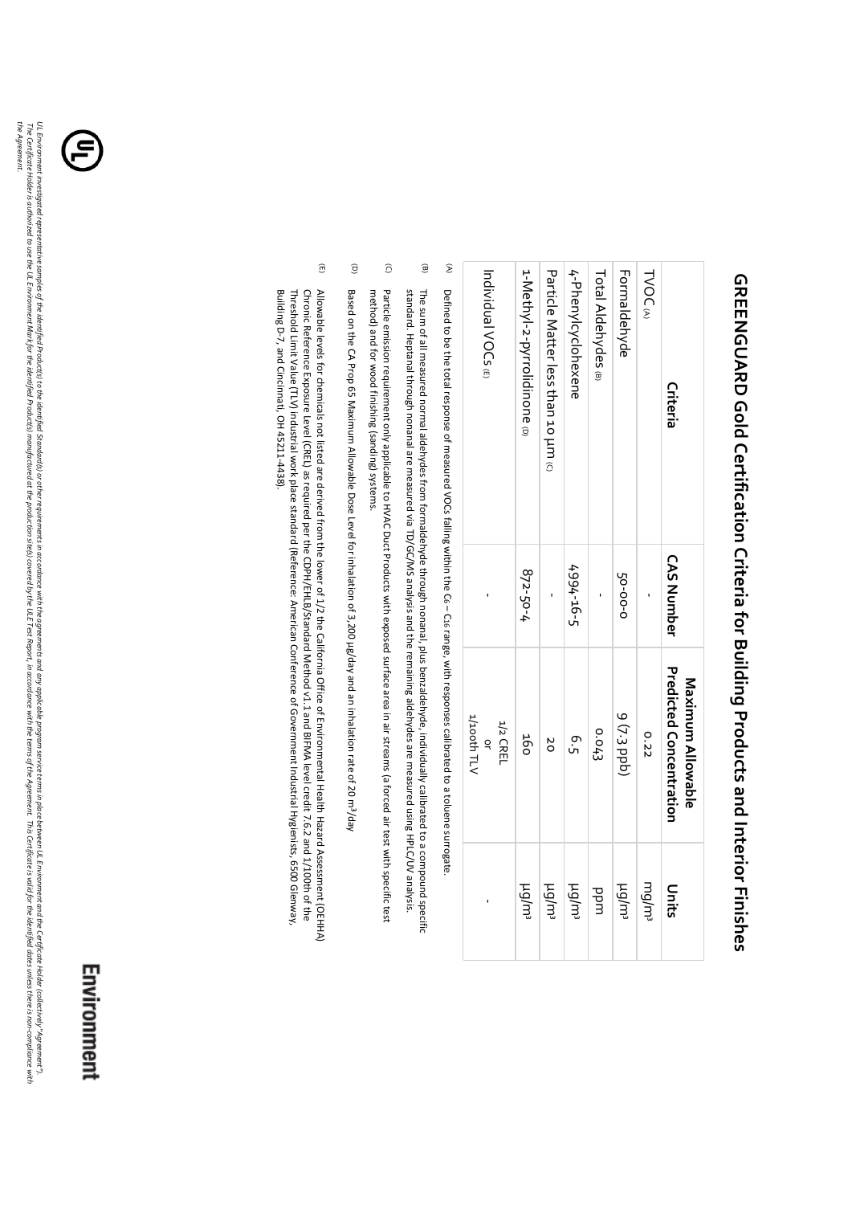# GREENGUARD Gold Certification Criteria for Building Products and Interior Finishes

| Criteria | CAS Number | Maximum Allowable Predicted Concentration | Units |
|---|---|---|---|
| TVOC (A) | - | 0.22 | mg/m³ |
| Formaldehyde | 50-00-0 | 9 (7.3 ppb) | µg/m³ |
| Total Aldehydes (B) | - | 0.043 | ppm |
| 4-Phenylcyclohexene | 4994-16-5 | 6.5 | µg/m³ |
| Particle Matter less than 10 µm (C) | - | 20 | µg/m³ |
| 1-Methyl-2-pyrrolidinone (D) | 872-50-4 | 160 | µg/m³ |
| Individual VOCs (E) | - | 1/2 CREL or 1/100th TLV | - |

(A) Defined to be the total response of measured VOCs falling within the $C_6 - C_{16}$ range, with responses calibrated to a toluene surrogate.

(B) The sum of all measured normal aldehydes from formaldehyde through nonanal, plus benzaldehyde, individually calibrated to a compound specific standard. Heptanal through nonanal are measured via TD/GC/MS analysis and the remaining aldehydes are measured using HPLC/UV analysis.

(C) Particle emission requirement only applicable to HVAC Duct Products with exposed surface area in air streams (a forced air test with specific test method) and for wood finishing (sanding) systems.

(D) Based on the CA Prop 65 Maximum Allowable Dose Level for inhalation of 3,200 µg/day and an inhalation rate of 20 m³/day

(E) Allowable levels for chemicals not listed are derived from the lower of 1/2 the California Office of Environmental Health Hazard Assessment (OEHHA) Chronic Reference Exposure Level (CREL) as required per the CDPH/EHLB/Standard Method v1.1 and BIFMA level credit 7.6.2 and 1/100th of the Threshold Limit Value (TLV) industrial work place standard (Reference: American Conference of Government Industrial Hygienists, 6500 Glenway, Building D-7, and Cincinnati, OH 45211-4438).

Environment

*UL Environment investigated representative samples of the identified Product(s) to the identified Standard(s) or other requirements in accordance with the agreements and any applicable program service terms in place between UL Environment and the Certificate Holder (collectively "Agreement"). The Certificate Holder is authorized to use the UL Environment Mark for the identified Products(s) manufactured at the production site(s) covered by the ULE Test Report, in accordance with the terms of the Agreement. This Certificate is valid for the identified dates unless there is non-compliance with the Agreement.*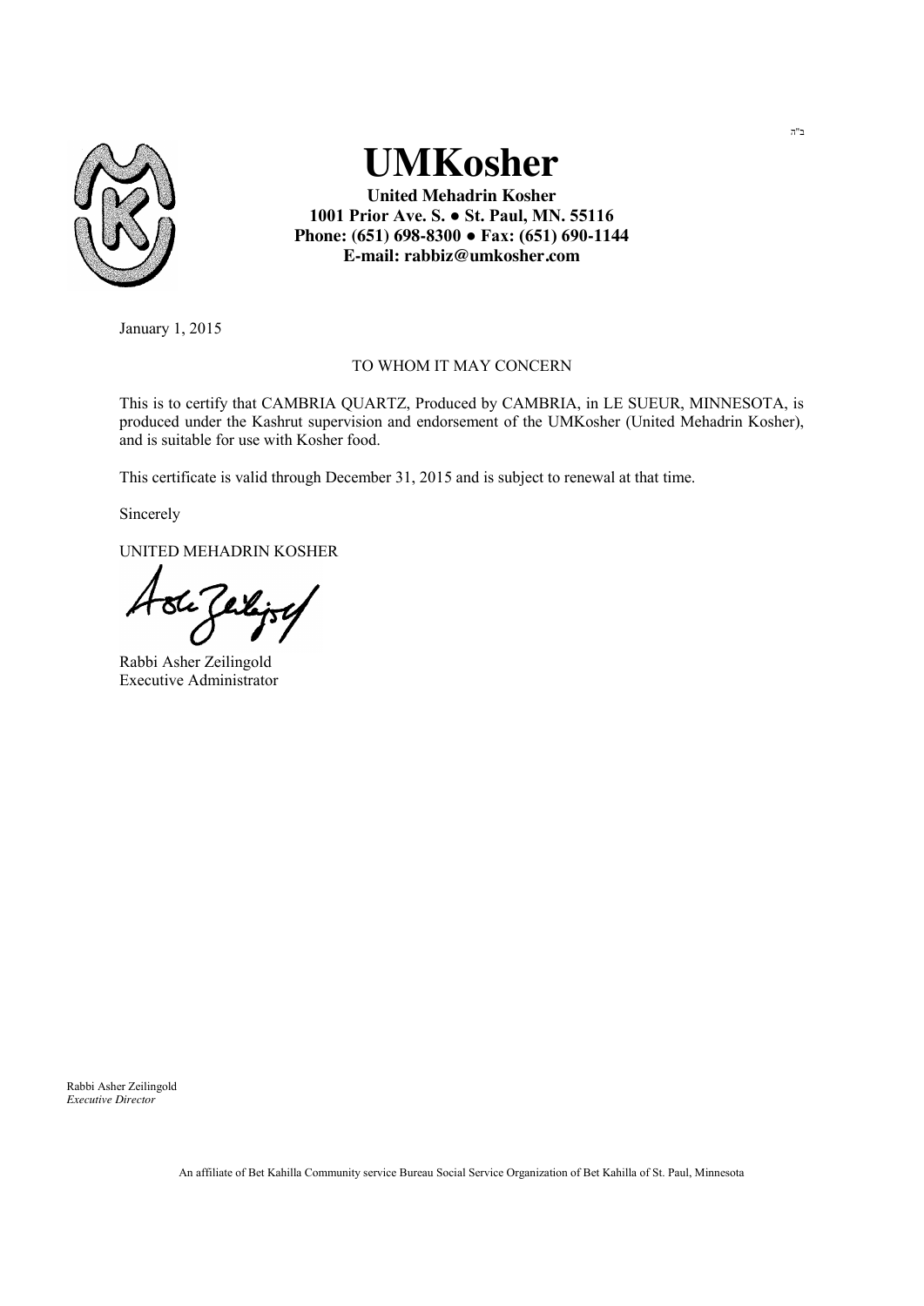ב"ה

# UMKosher

**United Mehadrin Kosher**
**1001 Prior Ave. S. ● St. Paul, MN. 55116**
**Phone: (651) 698-8300 ● Fax: (651) 690-1144**
**E-mail: rabbiz@umkosher.com**

January 1, 2015

TO WHOM IT MAY CONCERN

This is to certify that CAMBRIA QUARTZ, Produced by CAMBRIA, in LE SUEUR, MINNESOTA, is produced under the Kashrut supervision and endorsement of the UMKosher (United Mehadrin Kosher), and is suitable for use with Kosher food.

This certificate is valid through December 31, 2015 and is subject to renewal at that time.

Sincerely

UNITED MEHADRIN KOSHER

Rabbi Asher Zeilingold
Executive Administrator

Rabbi Asher Zeilingold
*Executive Director*

An affiliate of Bet Kahilla Community service Bureau Social Service Organization of Bet Kahilla of St. Paul, Minnesota